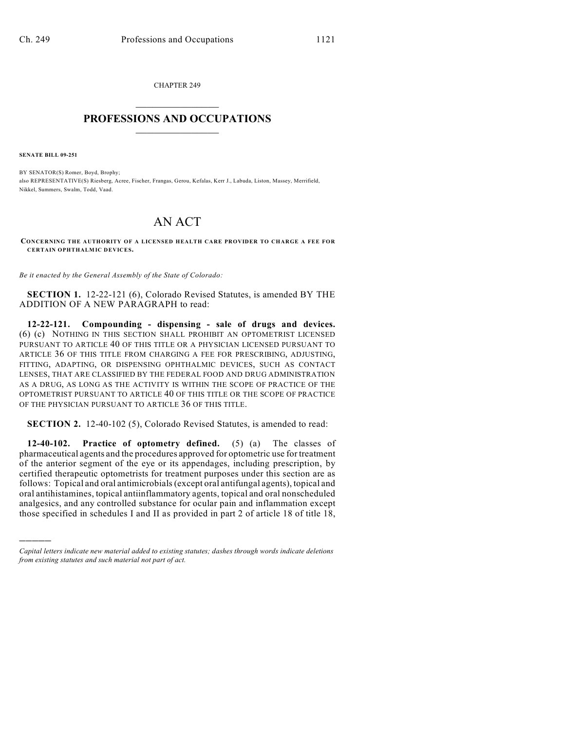CHAPTER 249

# PROFESSIONS AND OCCUPATIONS

**SENATE BILL 09-251**

BY SENATOR(S) Romer, Boyd, Brophy;
also REPRESENTATIVE(S) Riesberg, Acree, Fischer, Frangas, Gerou, Kefalas, Kerr J., Labuda, Liston, Massey, Merrifield, Nikkel, Summers, Swalm, Todd, Vaad.

# AN ACT

**CONCERNING THE AUTHORITY OF A LICENSED HEALTH CARE PROVIDER TO CHARGE A FEE FOR CERTAIN OPHTHALMIC DEVICES.**

*Be it enacted by the General Assembly of the State of Colorado:*

**SECTION 1.** 12-22-121 (6), Colorado Revised Statutes, is amended BY THE ADDITION OF A NEW PARAGRAPH to read:

**12-22-121. Compounding - dispensing - sale of drugs and devices.** (6) (c) NOTHING IN THIS SECTION SHALL PROHIBIT AN OPTOMETRIST LICENSED PURSUANT TO ARTICLE 40 OF THIS TITLE OR A PHYSICIAN LICENSED PURSUANT TO ARTICLE 36 OF THIS TITLE FROM CHARGING A FEE FOR PRESCRIBING, ADJUSTING, FITTING, ADAPTING, OR DISPENSING OPHTHALMIC DEVICES, SUCH AS CONTACT LENSES, THAT ARE CLASSIFIED BY THE FEDERAL FOOD AND DRUG ADMINISTRATION AS A DRUG, AS LONG AS THE ACTIVITY IS WITHIN THE SCOPE OF PRACTICE OF THE OPTOMETRIST PURSUANT TO ARTICLE 40 OF THIS TITLE OR THE SCOPE OF PRACTICE OF THE PHYSICIAN PURSUANT TO ARTICLE 36 OF THIS TITLE.

**SECTION 2.** 12-40-102 (5), Colorado Revised Statutes, is amended to read:

**12-40-102. Practice of optometry defined.** (5) (a) The classes of pharmaceutical agents and the procedures approved for optometric use for treatment of the anterior segment of the eye or its appendages, including prescription, by certified therapeutic optometrists for treatment purposes under this section are as follows: Topical and oral antimicrobials (except oral antifungal agents), topical and oral antihistamines, topical antiinflammatory agents, topical and oral nonscheduled analgesics, and any controlled substance for ocular pain and inflammation except those specified in schedules I and II as provided in part 2 of article 18 of title 18,

---

*Capital letters indicate new material added to existing statutes; dashes through words indicate deletions from existing statutes and such material not part of act.*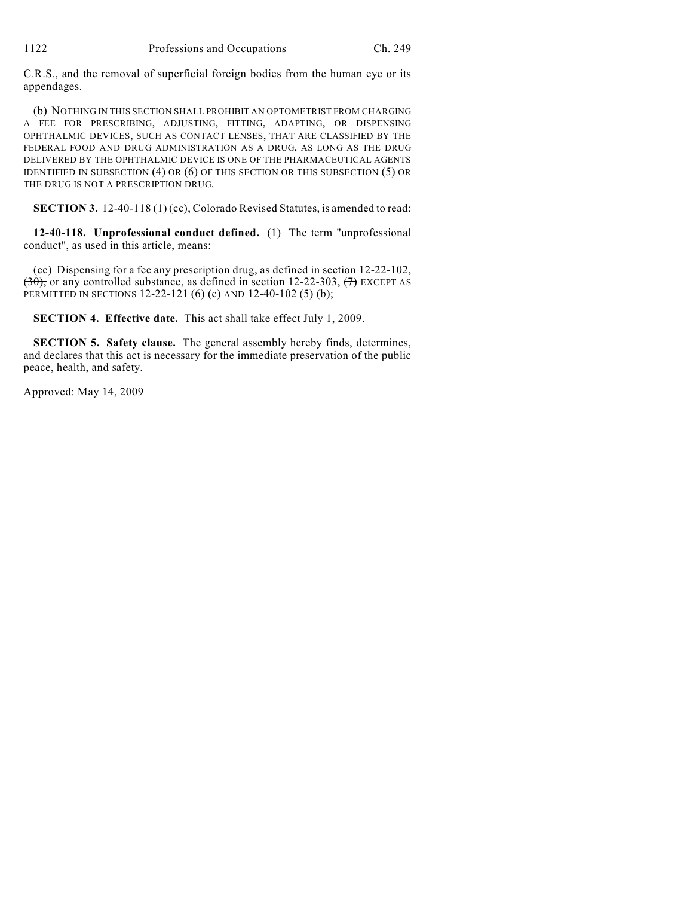C.R.S., and the removal of superficial foreign bodies from the human eye or its appendages.

(b) NOTHING IN THIS SECTION SHALL PROHIBIT AN OPTOMETRIST FROM CHARGING A FEE FOR PRESCRIBING, ADJUSTING, FITTING, ADAPTING, OR DISPENSING OPHTHALMIC DEVICES, SUCH AS CONTACT LENSES, THAT ARE CLASSIFIED BY THE FEDERAL FOOD AND DRUG ADMINISTRATION AS A DRUG, AS LONG AS THE DRUG DELIVERED BY THE OPHTHALMIC DEVICE IS ONE OF THE PHARMACEUTICAL AGENTS IDENTIFIED IN SUBSECTION (4) OR (6) OF THIS SECTION OR THIS SUBSECTION (5) OR THE DRUG IS NOT A PRESCRIPTION DRUG.

**SECTION 3.** 12-40-118 (1) (cc), Colorado Revised Statutes, is amended to read:

**12-40-118. Unprofessional conduct defined.** (1) The term "unprofessional conduct", as used in this article, means:

(cc) Dispensing for a fee any prescription drug, as defined in section 12-22-102, ~~(30)~~, or any controlled substance, as defined in section 12-22-303, ~~(7)~~ EXCEPT AS PERMITTED IN SECTIONS 12-22-121 (6) (c) AND 12-40-102 (5) (b);

**SECTION 4. Effective date.** This act shall take effect July 1, 2009.

**SECTION 5. Safety clause.** The general assembly hereby finds, determines, and declares that this act is necessary for the immediate preservation of the public peace, health, and safety.

Approved: May 14, 2009